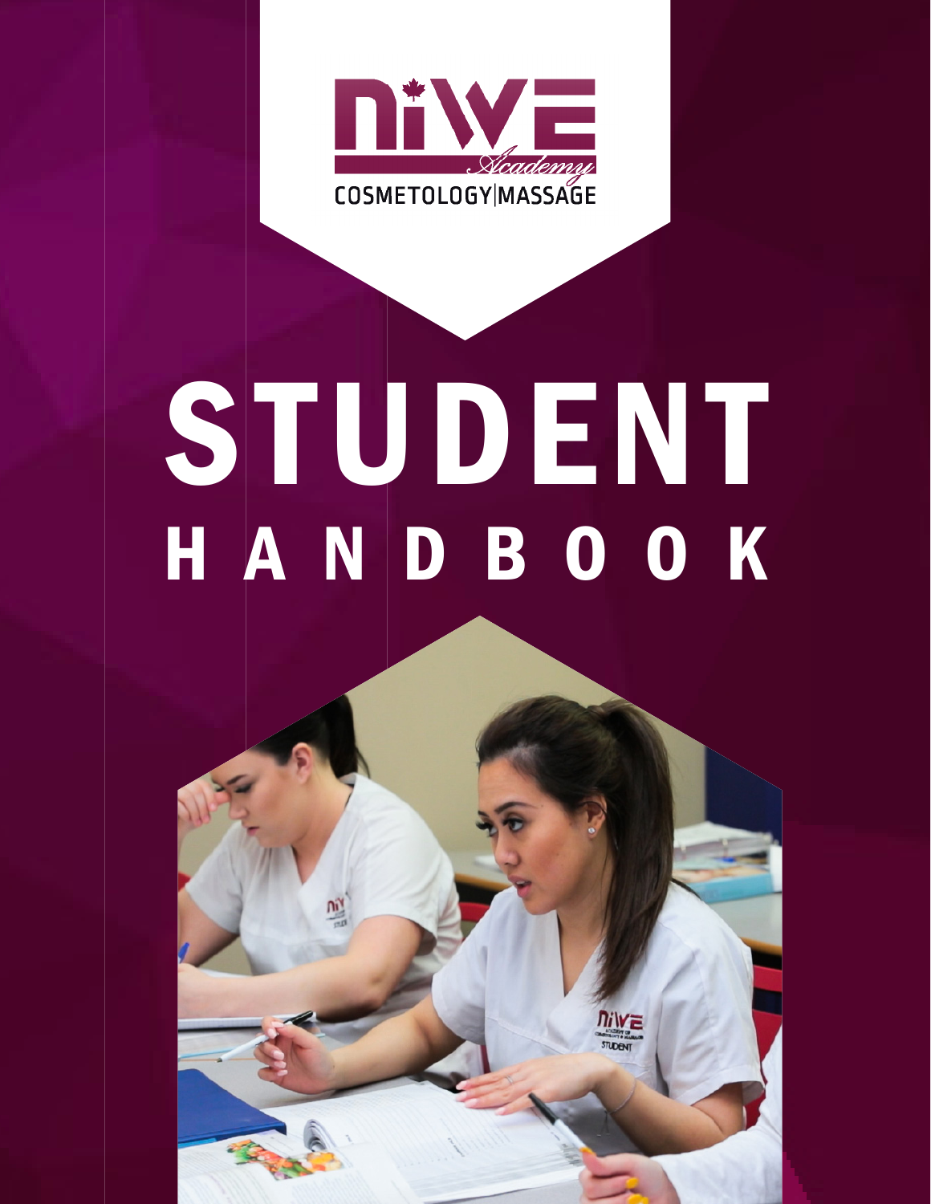NiWE Academy

COSMETOLOGY|MASSAGE

# STUDENT HANDBOOK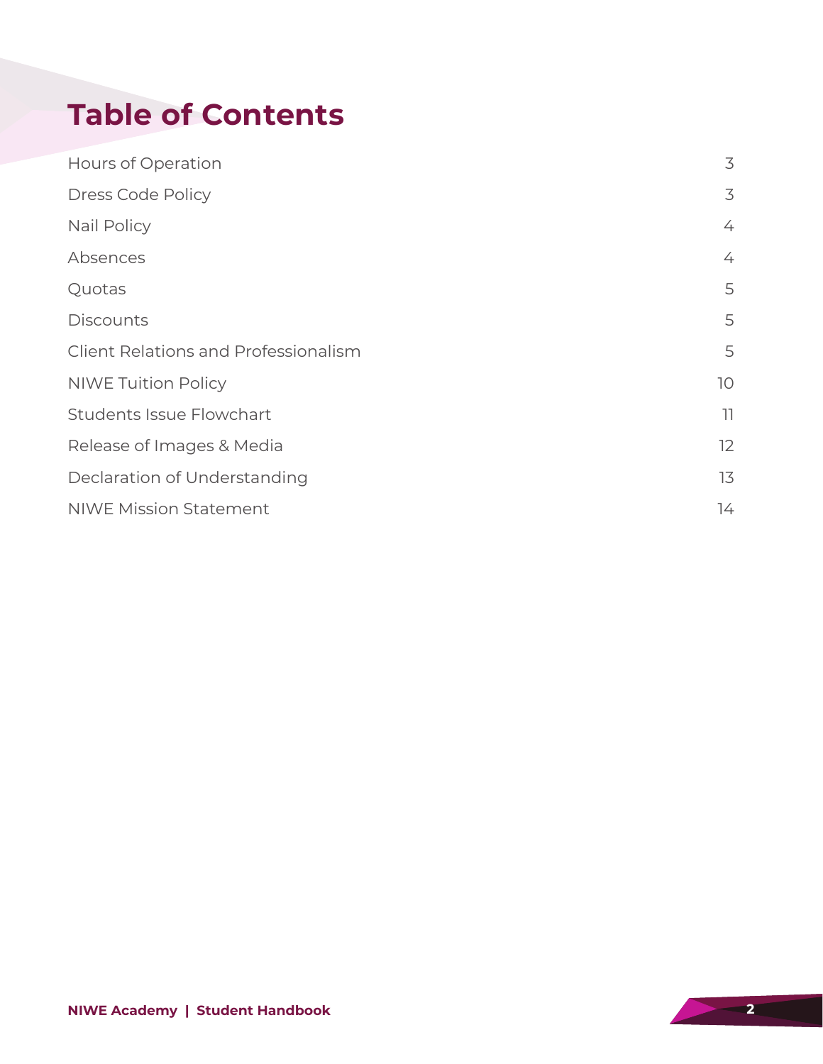# Table of Contents

| | |
|---|---|
| Hours of Operation | 3 |
| Dress Code Policy | 3 |
| Nail Policy | 4 |
| Absences | 4 |
| Quotas | 5 |
| Discounts | 5 |
| Client Relations and Professionalism | 5 |
| NIWE Tuition Policy | 10 |
| Students Issue Flowchart | 11 |
| Release of Images & Media | 12 |
| Declaration of Understanding | 13 |
| NIWE Mission Statement | 14 |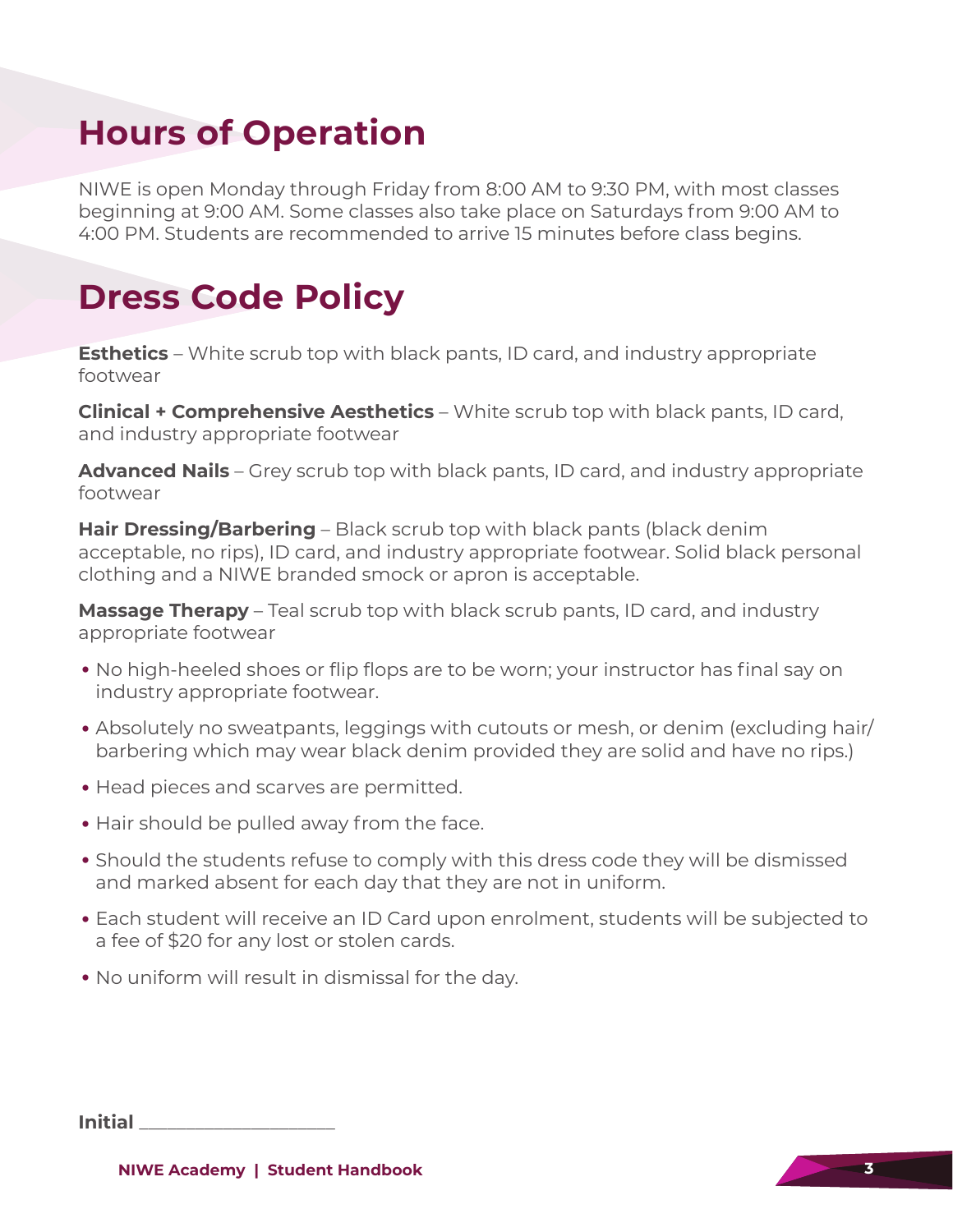## Hours of Operation

NIWE is open Monday through Friday from 8:00 AM to 9:30 PM, with most classes beginning at 9:00 AM. Some classes also take place on Saturdays from 9:00 AM to 4:00 PM. Students are recommended to arrive 15 minutes before class begins.

## Dress Code Policy

**Esthetics** – White scrub top with black pants, ID card, and industry appropriate footwear

**Clinical + Comprehensive Aesthetics** – White scrub top with black pants, ID card, and industry appropriate footwear

**Advanced Nails** – Grey scrub top with black pants, ID card, and industry appropriate footwear

**Hair Dressing/Barbering** – Black scrub top with black pants (black denim acceptable, no rips), ID card, and industry appropriate footwear. Solid black personal clothing and a NIWE branded smock or apron is acceptable.

**Massage Therapy** – Teal scrub top with black scrub pants, ID card, and industry appropriate footwear

- No high-heeled shoes or flip flops are to be worn; your instructor has final say on industry appropriate footwear.
- Absolutely no sweatpants, leggings with cutouts or mesh, or denim (excluding hair/barbering which may wear black denim provided they are solid and have no rips.)
- Head pieces and scarves are permitted.
- Hair should be pulled away from the face.
- Should the students refuse to comply with this dress code they will be dismissed and marked absent for each day that they are not in uniform.
- Each student will receive an ID Card upon enrolment, students will be subjected to a fee of $20 for any lost or stolen cards.
- No uniform will result in dismissal for the day.

**Initial** ____________________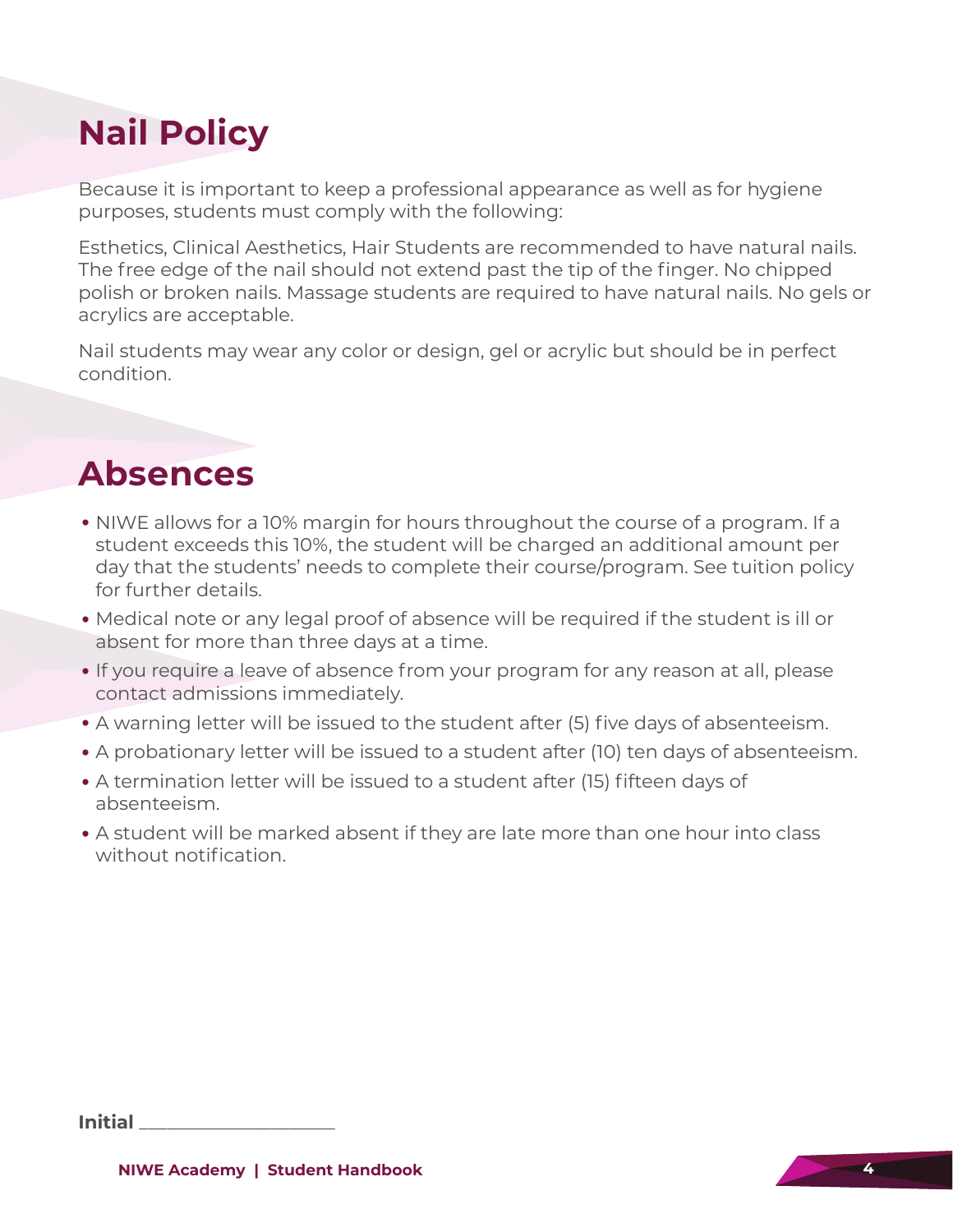## Nail Policy

Because it is important to keep a professional appearance as well as for hygiene purposes, students must comply with the following:

Esthetics, Clinical Aesthetics, Hair Students are recommended to have natural nails. The free edge of the nail should not extend past the tip of the finger. No chipped polish or broken nails. Massage students are required to have natural nails. No gels or acrylics are acceptable.

Nail students may wear any color or design, gel or acrylic but should be in perfect condition.

## Absences

- NIWE allows for a 10% margin for hours throughout the course of a program. If a student exceeds this 10%, the student will be charged an additional amount per day that the students' needs to complete their course/program. See tuition policy for further details.
- Medical note or any legal proof of absence will be required if the student is ill or absent for more than three days at a time.
- If you require a leave of absence from your program for any reason at all, please contact admissions immediately.
- A warning letter will be issued to the student after (5) five days of absenteeism.
- A probationary letter will be issued to a student after (10) ten days of absenteeism.
- A termination letter will be issued to a student after (15) fifteen days of absenteeism.
- A student will be marked absent if they are late more than one hour into class without notification.

**Initial** ____________________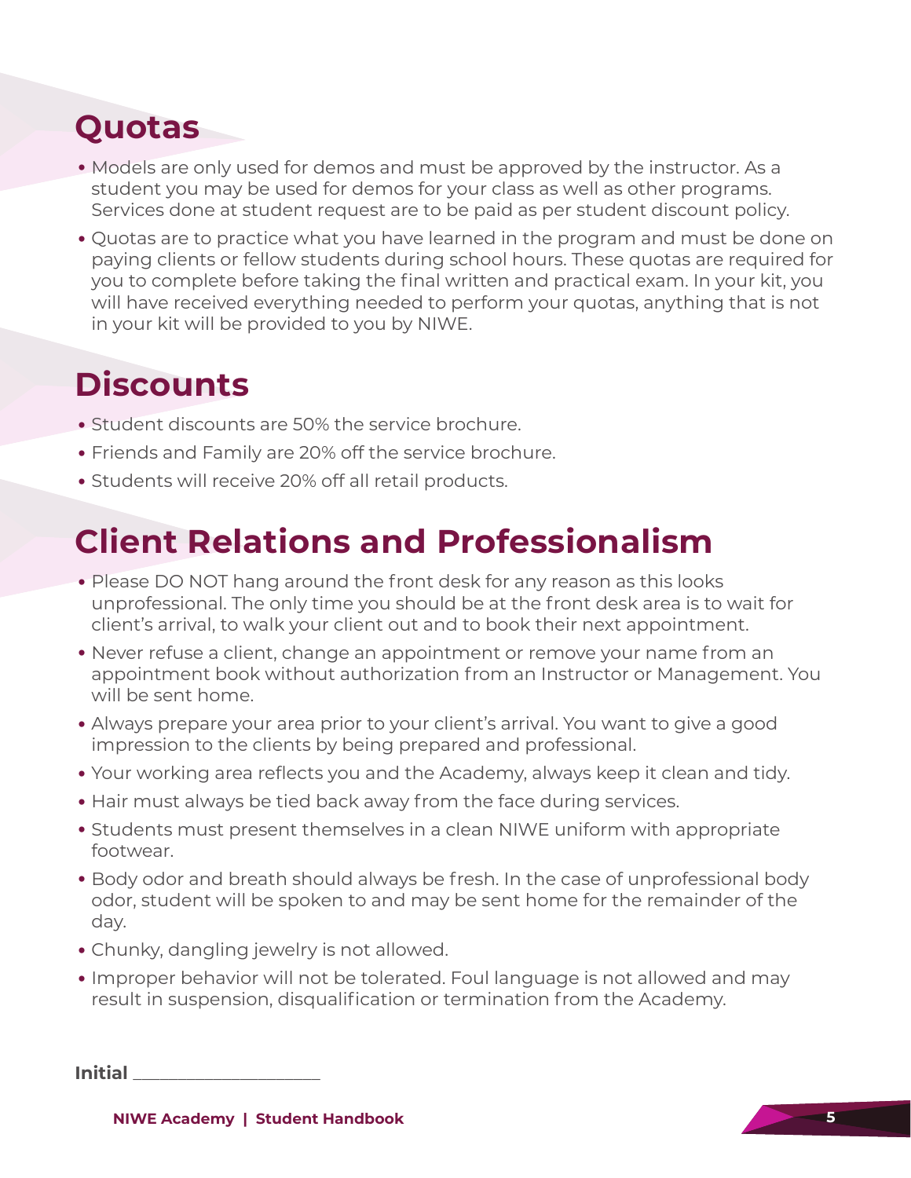## Quotas

- Models are only used for demos and must be approved by the instructor. As a student you may be used for demos for your class as well as other programs. Services done at student request are to be paid as per student discount policy.
- Quotas are to practice what you have learned in the program and must be done on paying clients or fellow students during school hours. These quotas are required for you to complete before taking the final written and practical exam. In your kit, you will have received everything needed to perform your quotas, anything that is not in your kit will be provided to you by NIWE.

## Discounts

- Student discounts are 50% the service brochure.
- Friends and Family are 20% off the service brochure.
- Students will receive 20% off all retail products.

## Client Relations and Professionalism

- Please DO NOT hang around the front desk for any reason as this looks unprofessional. The only time you should be at the front desk area is to wait for client's arrival, to walk your client out and to book their next appointment.
- Never refuse a client, change an appointment or remove your name from an appointment book without authorization from an Instructor or Management. You will be sent home.
- Always prepare your area prior to your client's arrival. You want to give a good impression to the clients by being prepared and professional.
- Your working area reflects you and the Academy, always keep it clean and tidy.
- Hair must always be tied back away from the face during services.
- Students must present themselves in a clean NIWE uniform with appropriate footwear.
- Body odor and breath should always be fresh. In the case of unprofessional body odor, student will be spoken to and may be sent home for the remainder of the day.
- Chunky, dangling jewelry is not allowed.
- Improper behavior will not be tolerated. Foul language is not allowed and may result in suspension, disqualification or termination from the Academy.

**Initial** ____________________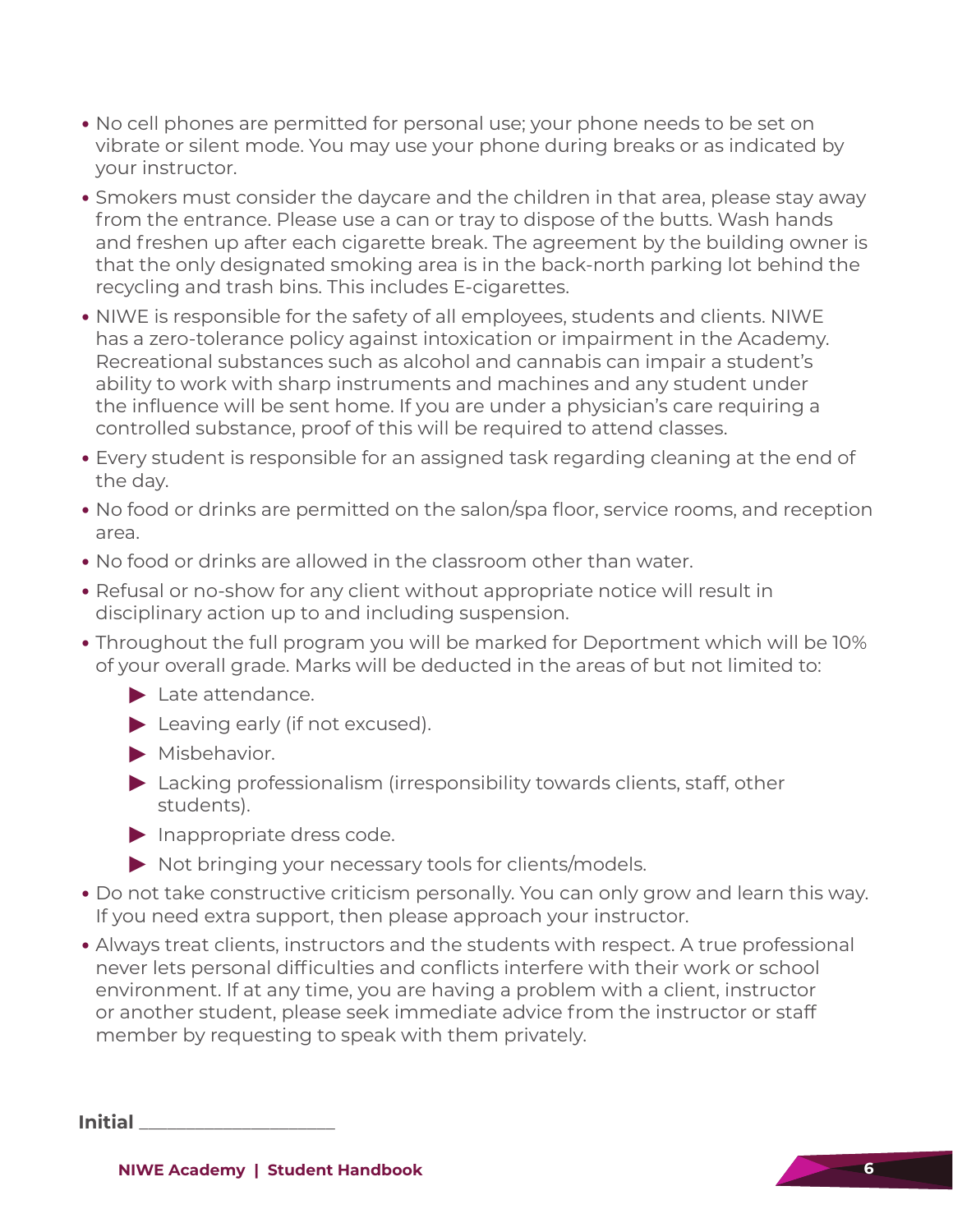- No cell phones are permitted for personal use; your phone needs to be set on vibrate or silent mode. You may use your phone during breaks or as indicated by your instructor.
- Smokers must consider the daycare and the children in that area, please stay away from the entrance. Please use a can or tray to dispose of the butts. Wash hands and freshen up after each cigarette break. The agreement by the building owner is that the only designated smoking area is in the back-north parking lot behind the recycling and trash bins. This includes E-cigarettes.
- NIWE is responsible for the safety of all employees, students and clients. NIWE has a zero-tolerance policy against intoxication or impairment in the Academy. Recreational substances such as alcohol and cannabis can impair a student's ability to work with sharp instruments and machines and any student under the influence will be sent home. If you are under a physician's care requiring a controlled substance, proof of this will be required to attend classes.
- Every student is responsible for an assigned task regarding cleaning at the end of the day.
- No food or drinks are permitted on the salon/spa floor, service rooms, and reception area.
- No food or drinks are allowed in the classroom other than water.
- Refusal or no-show for any client without appropriate notice will result in disciplinary action up to and including suspension.
- Throughout the full program you will be marked for Deportment which will be 10% of your overall grade. Marks will be deducted in the areas of but not limited to:
  - Late attendance.
  - Leaving early (if not excused).
  - Misbehavior.
  - Lacking professionalism (irresponsibility towards clients, staff, other students).
  - Inappropriate dress code.
  - Not bringing your necessary tools for clients/models.
- Do not take constructive criticism personally. You can only grow and learn this way. If you need extra support, then please approach your instructor.
- Always treat clients, instructors and the students with respect. A true professional never lets personal difficulties and conflicts interfere with their work or school environment. If at any time, you are having a problem with a client, instructor or another student, please seek immediate advice from the instructor or staff member by requesting to speak with them privately.

**Initial** ____________________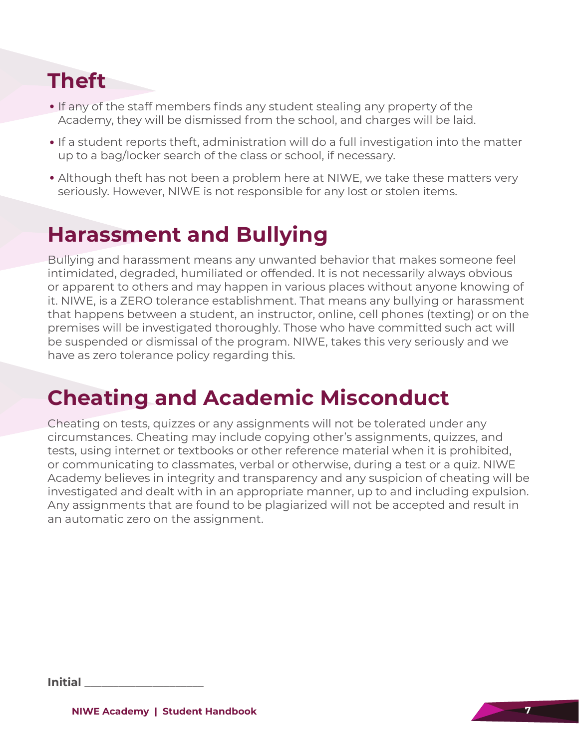## Theft

- If any of the staff members finds any student stealing any property of the Academy, they will be dismissed from the school, and charges will be laid.
- If a student reports theft, administration will do a full investigation into the matter up to a bag/locker search of the class or school, if necessary.
- Although theft has not been a problem here at NIWE, we take these matters very seriously. However, NIWE is not responsible for any lost or stolen items.

## Harassment and Bullying

Bullying and harassment means any unwanted behavior that makes someone feel intimidated, degraded, humiliated or offended. It is not necessarily always obvious or apparent to others and may happen in various places without anyone knowing of it. NIWE, is a ZERO tolerance establishment. That means any bullying or harassment that happens between a student, an instructor, online, cell phones (texting) or on the premises will be investigated thoroughly. Those who have committed such act will be suspended or dismissal of the program. NIWE, takes this very seriously and we have as zero tolerance policy regarding this.

## Cheating and Academic Misconduct

Cheating on tests, quizzes or any assignments will not be tolerated under any circumstances. Cheating may include copying other's assignments, quizzes, and tests, using internet or textbooks or other reference material when it is prohibited, or communicating to classmates, verbal or otherwise, during a test or a quiz. NIWE Academy believes in integrity and transparency and any suspicion of cheating will be investigated and dealt with in an appropriate manner, up to and including expulsion. Any assignments that are found to be plagiarized will not be accepted and result in an automatic zero on the assignment.

**Initial** ____________________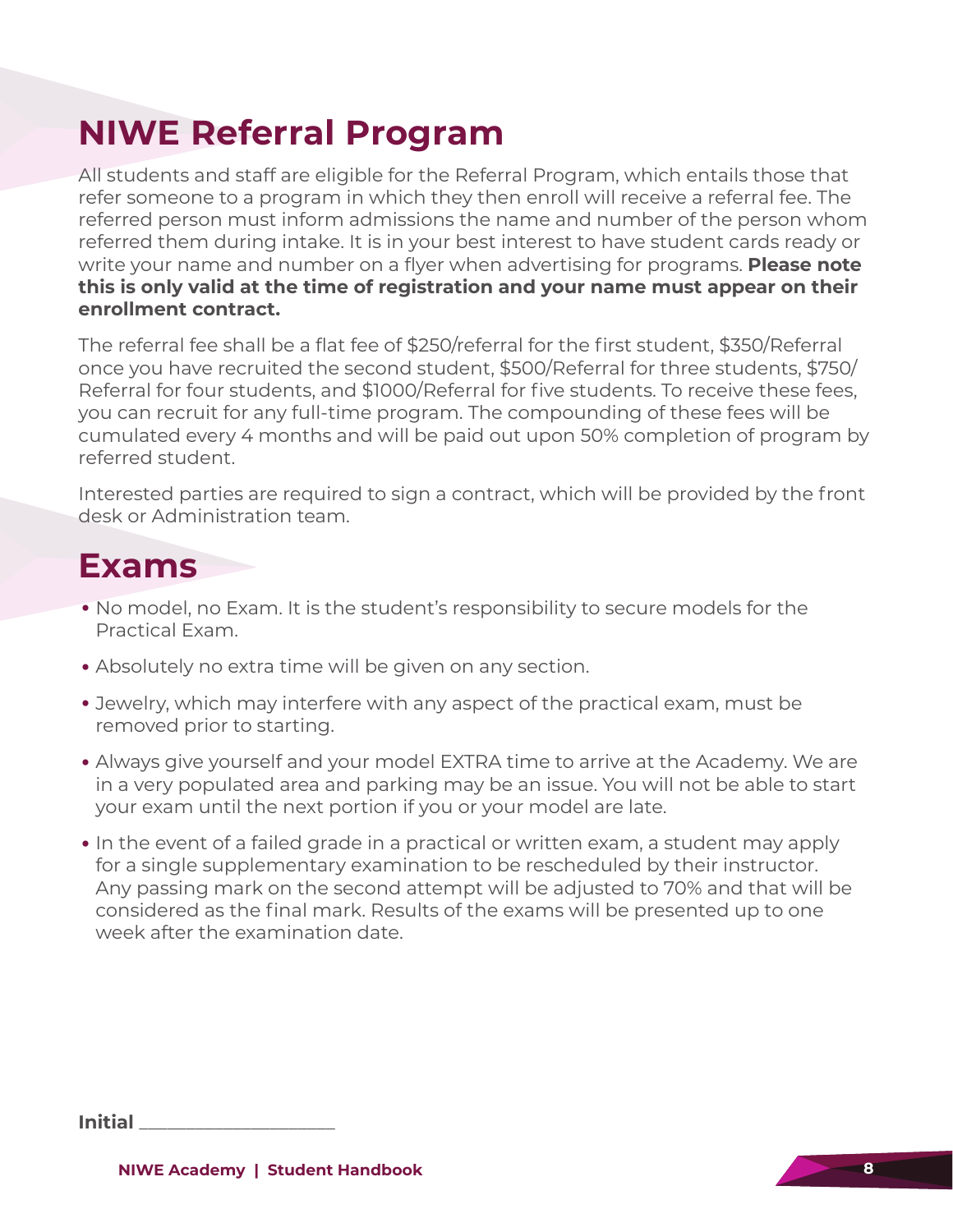# NIWE Referral Program

All students and staff are eligible for the Referral Program, which entails those that refer someone to a program in which they then enroll will receive a referral fee. The referred person must inform admissions the name and number of the person whom referred them during intake. It is in your best interest to have student cards ready or write your name and number on a flyer when advertising for programs. **Please note this is only valid at the time of registration and your name must appear on their enrollment contract.**

The referral fee shall be a flat fee of $250/referral for the first student, $350/Referral once you have recruited the second student, $500/Referral for three students, $750/Referral for four students, and $1000/Referral for five students. To receive these fees, you can recruit for any full-time program. The compounding of these fees will be cumulated every 4 months and will be paid out upon 50% completion of program by referred student.

Interested parties are required to sign a contract, which will be provided by the front desk or Administration team.

# Exams

- No model, no Exam. It is the student's responsibility to secure models for the Practical Exam.
- Absolutely no extra time will be given on any section.
- Jewelry, which may interfere with any aspect of the practical exam, must be removed prior to starting.
- Always give yourself and your model EXTRA time to arrive at the Academy. We are in a very populated area and parking may be an issue. You will not be able to start your exam until the next portion if you or your model are late.
- In the event of a failed grade in a practical or written exam, a student may apply for a single supplementary examination to be rescheduled by their instructor. Any passing mark on the second attempt will be adjusted to 70% and that will be considered as the final mark. Results of the exams will be presented up to one week after the examination date.

**Initial** ____________________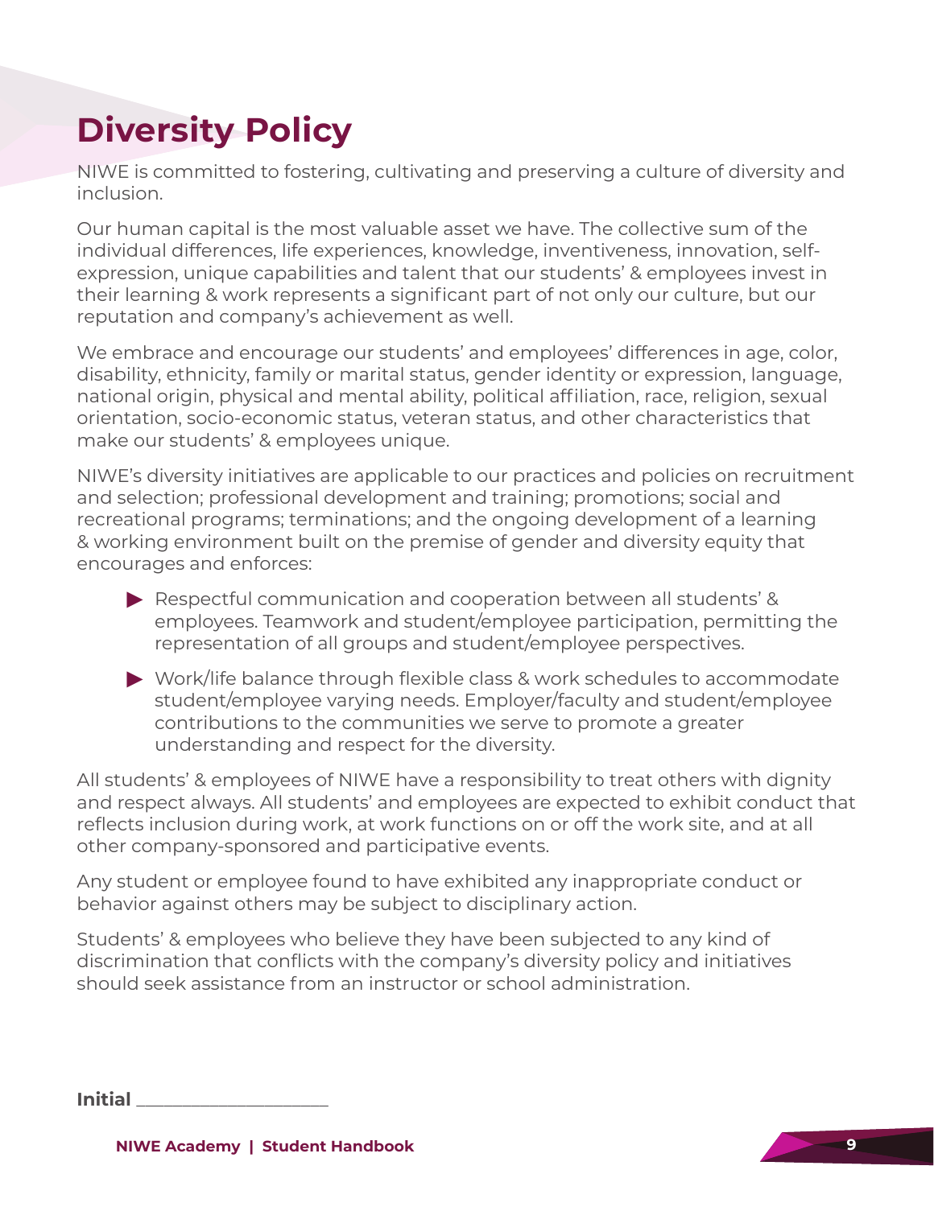# Diversity Policy

NIWE is committed to fostering, cultivating and preserving a culture of diversity and inclusion.

Our human capital is the most valuable asset we have. The collective sum of the individual differences, life experiences, knowledge, inventiveness, innovation, self-expression, unique capabilities and talent that our students' & employees invest in their learning & work represents a significant part of not only our culture, but our reputation and company's achievement as well.

We embrace and encourage our students' and employees' differences in age, color, disability, ethnicity, family or marital status, gender identity or expression, language, national origin, physical and mental ability, political affiliation, race, religion, sexual orientation, socio-economic status, veteran status, and other characteristics that make our students' & employees unique.

NIWE's diversity initiatives are applicable to our practices and policies on recruitment and selection; professional development and training; promotions; social and recreational programs; terminations; and the ongoing development of a learning & working environment built on the premise of gender and diversity equity that encourages and enforces:

- Respectful communication and cooperation between all students' & employees. Teamwork and student/employee participation, permitting the representation of all groups and student/employee perspectives.
- Work/life balance through flexible class & work schedules to accommodate student/employee varying needs. Employer/faculty and student/employee contributions to the communities we serve to promote a greater understanding and respect for the diversity.

All students' & employees of NIWE have a responsibility to treat others with dignity and respect always. All students' and employees are expected to exhibit conduct that reflects inclusion during work, at work functions on or off the work site, and at all other company-sponsored and participative events.

Any student or employee found to have exhibited any inappropriate conduct or behavior against others may be subject to disciplinary action.

Students' & employees who believe they have been subjected to any kind of discrimination that conflicts with the company's diversity policy and initiatives should seek assistance from an instructor or school administration.

**Initial** ____________________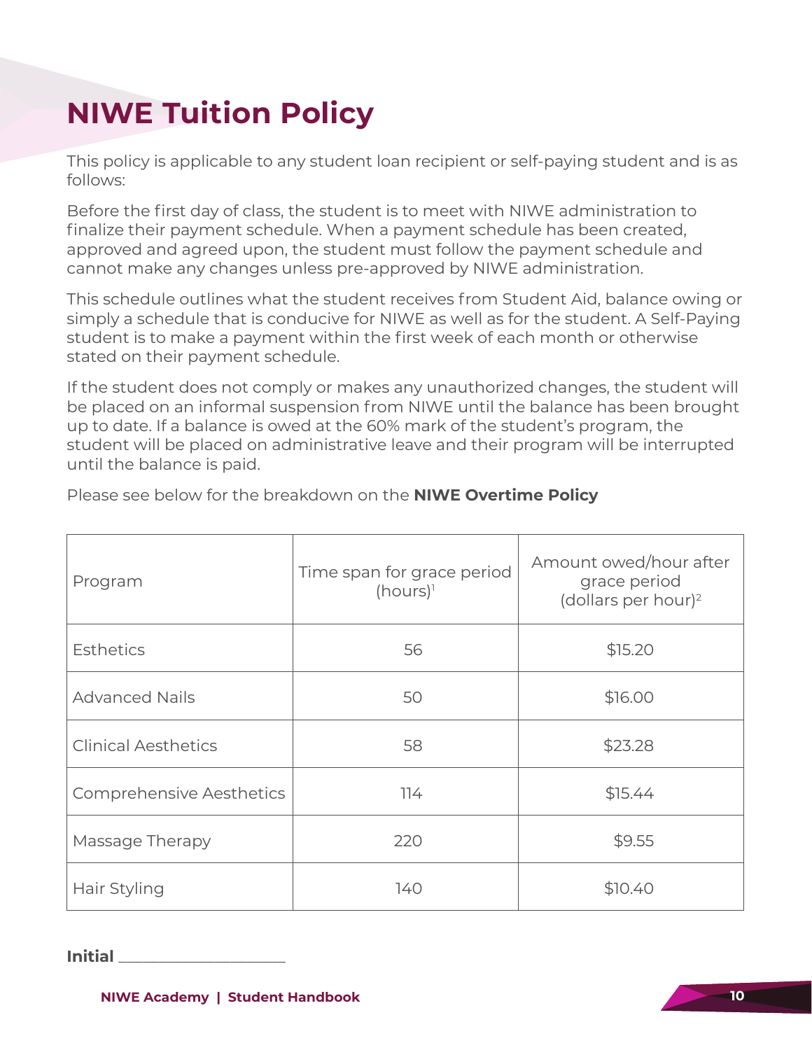# NIWE Tuition Policy

This policy is applicable to any student loan recipient or self-paying student and is as follows:

Before the first day of class, the student is to meet with NIWE administration to finalize their payment schedule. When a payment schedule has been created, approved and agreed upon, the student must follow the payment schedule and cannot make any changes unless pre-approved by NIWE administration.

This schedule outlines what the student receives from Student Aid, balance owing or simply a schedule that is conducive for NIWE as well as for the student. A Self-Paying student is to make a payment within the first week of each month or otherwise stated on their payment schedule.

If the student does not comply or makes any unauthorized changes, the student will be placed on an informal suspension from NIWE until the balance has been brought up to date. If a balance is owed at the 60% mark of the student's program, the student will be placed on administrative leave and their program will be interrupted until the balance is paid.

Please see below for the breakdown on the **NIWE Overtime Policy**

| Program | Time span for grace period (hours)[1] | Amount owed/hour after grace period (dollars per hour)[2] |
|---|---|---|
| Esthetics | 56 | $15.20 |
| Advanced Nails | 50 | $16.00 |
| Clinical Aesthetics | 58 | $23.28 |
| Comprehensive Aesthetics | 114 | $15.44 |
| Massage Therapy | 220 | $9.55 |
| Hair Styling | 140 | $10.40 |

**Initial** ____________________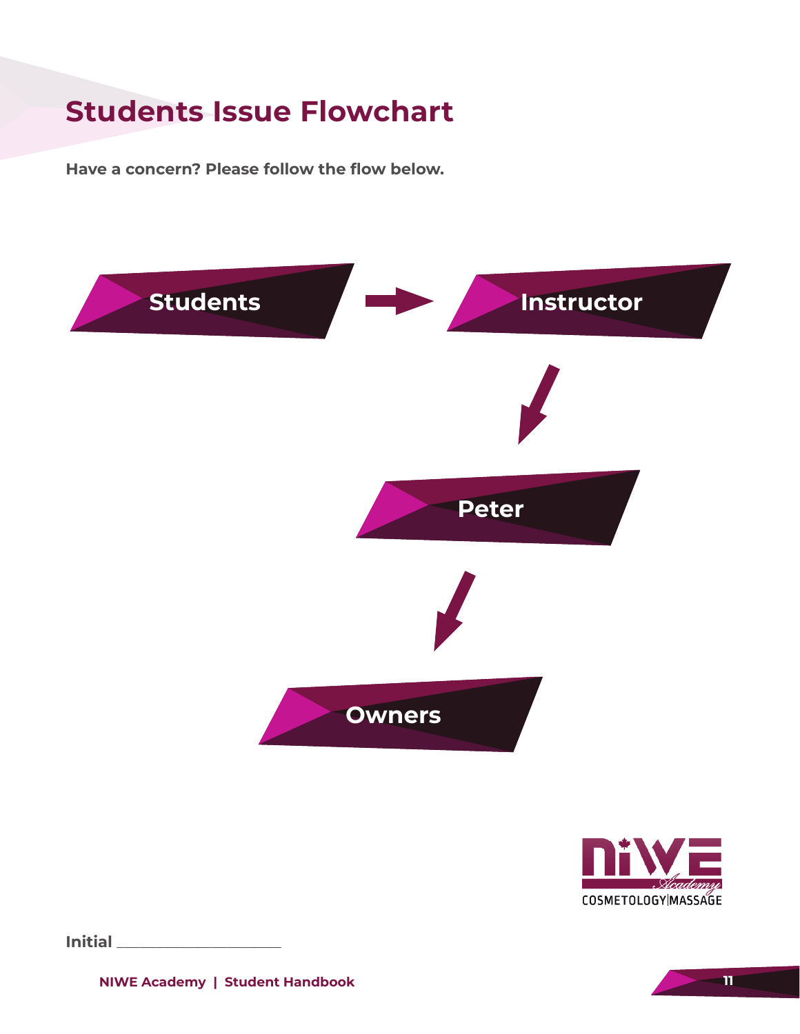# Students Issue Flowchart

**Have a concern? Please follow the flow below.**

**Students** → **Instructor** → **Peter** → **Owners**

COSMETOLOGY|MASSAGE

**Initial** ____________________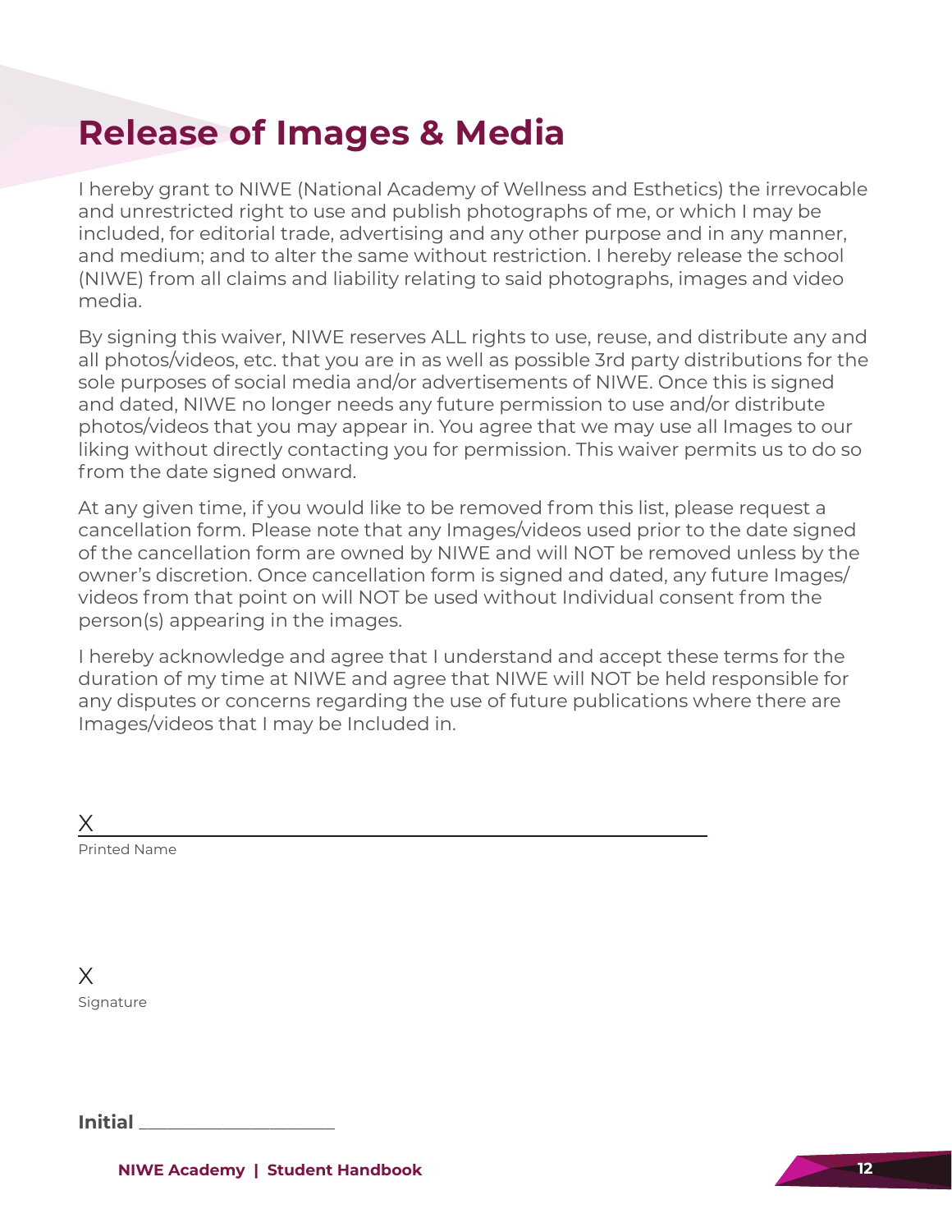# Release of Images & Media

I hereby grant to NIWE (National Academy of Wellness and Esthetics) the irrevocable and unrestricted right to use and publish photographs of me, or which I may be included, for editorial trade, advertising and any other purpose and in any manner, and medium; and to alter the same without restriction. I hereby release the school (NIWE) from all claims and liability relating to said photographs, images and video media.

By signing this waiver, NIWE reserves ALL rights to use, reuse, and distribute any and all photos/videos, etc. that you are in as well as possible 3rd party distributions for the sole purposes of social media and/or advertisements of NIWE. Once this is signed and dated, NIWE no longer needs any future permission to use and/or distribute photos/videos that you may appear in. You agree that we may use all Images to our liking without directly contacting you for permission. This waiver permits us to do so from the date signed onward.

At any given time, if you would like to be removed from this list, please request a cancellation form. Please note that any Images/videos used prior to the date signed of the cancellation form are owned by NIWE and will NOT be removed unless by the owner's discretion. Once cancellation form is signed and dated, any future Images/ videos from that point on will NOT be used without Individual consent from the person(s) appearing in the images.

I hereby acknowledge and agree that I understand and accept these terms for the duration of my time at NIWE and agree that NIWE will NOT be held responsible for any disputes or concerns regarding the use of future publications where there are Images/videos that I may be Included in.

X ______________________________________________

Printed Name

X

Signature

**Initial** ____________________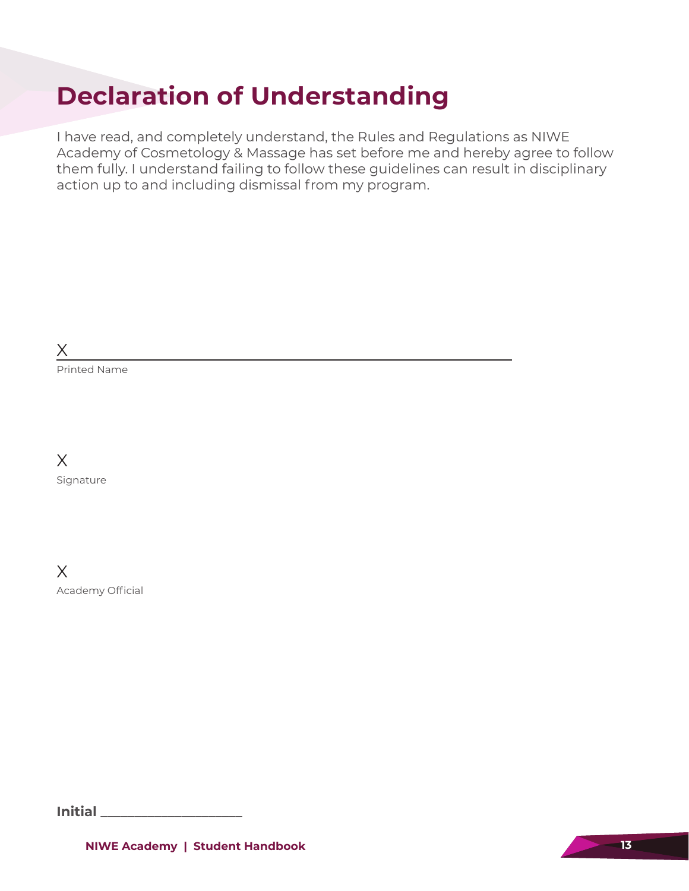# Declaration of Understanding

I have read, and completely understand, the Rules and Regulations as NIWE Academy of Cosmetology & Massage has set before me and hereby agree to follow them fully. I understand failing to follow these guidelines can result in disciplinary action up to and including dismissal from my program.

X ______________________________________________

Printed Name

X

Signature

X

Academy Official

**Initial** ____________________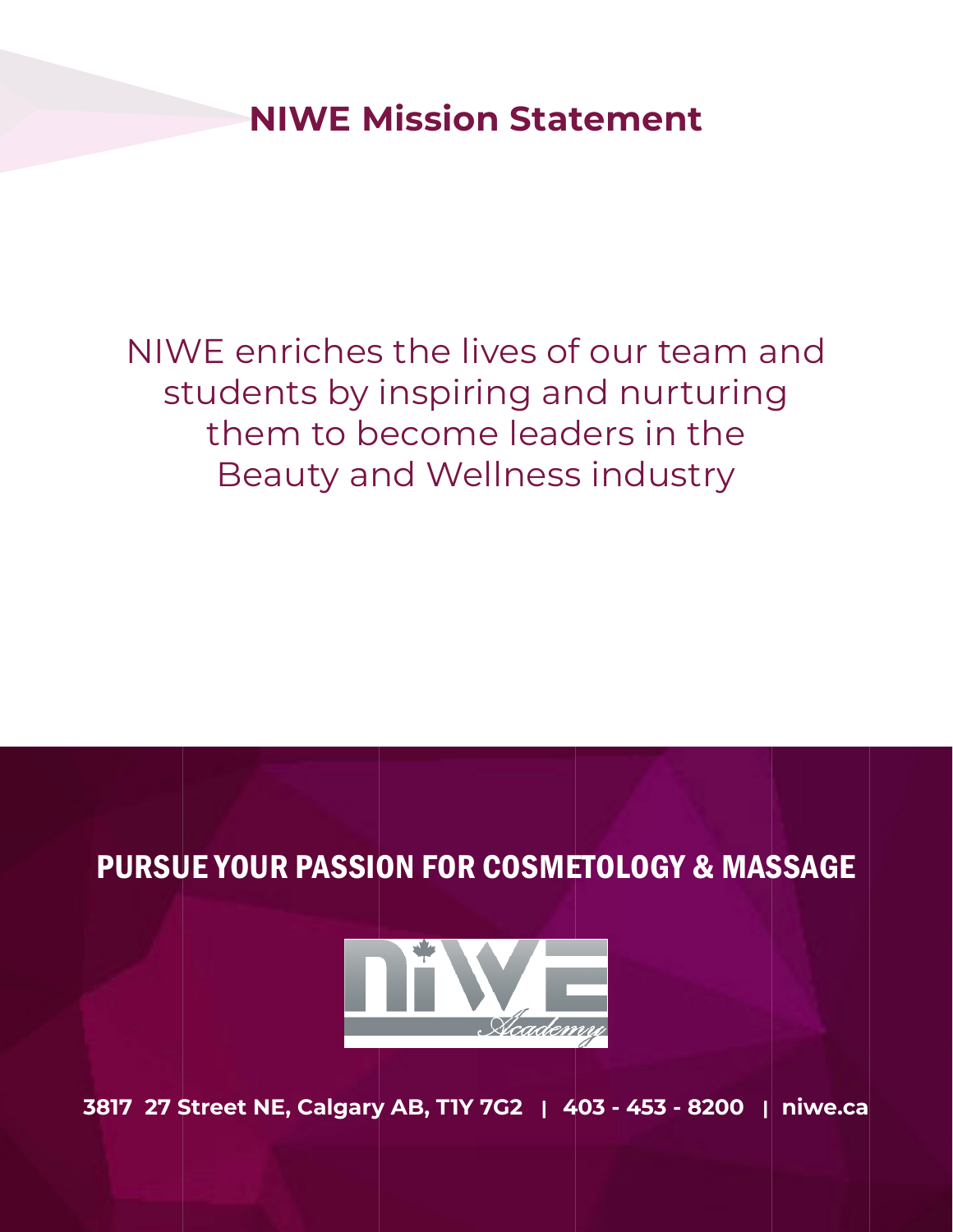# NIWE Mission Statement

NIWE enriches the lives of our team and students by inspiring and nurturing them to become leaders in the Beauty and Wellness industry

## PURSUE YOUR PASSION FOR COSMETOLOGY & MASSAGE

**3817 27 Street NE, Calgary AB, T1Y 7G2 | 403 - 453 - 8200 | niwe.ca**